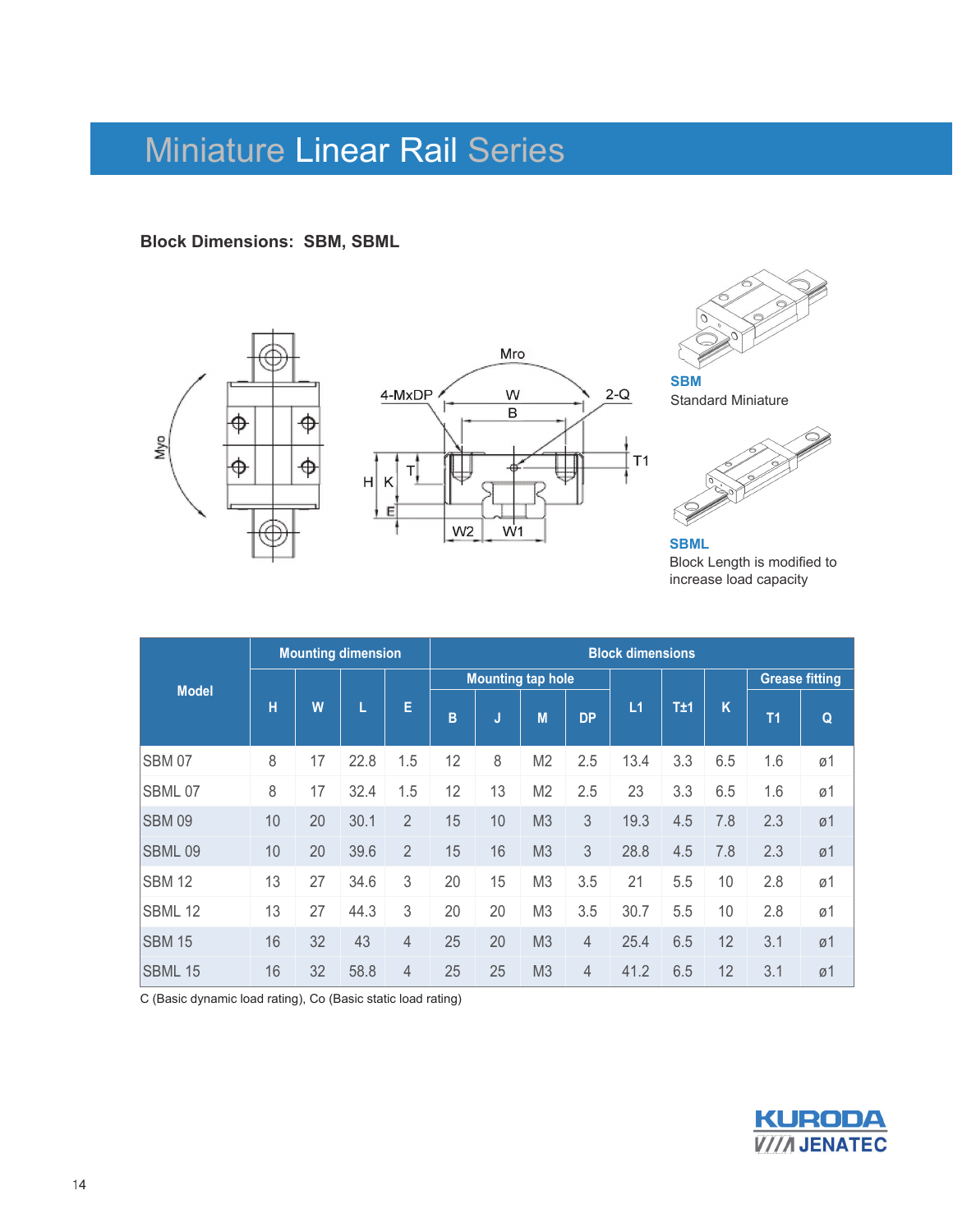# Miniature Linear Rail Series

### Block Dimensions: SBM, SBML

**SBM**
Standard Miniature

**SBML**
Block Length is modified to increase load capacity

| Model | Mounting dimension | | | | Block dimensions | | | | | | | | |
|---|---|---|---|---|---|---|---|---|---|---|---|---|---|
| | H | W | L | E | Mounting tap hole | | | | L1 | T±1 | K | Grease fitting | |
| | | | | | B | J | M | DP | | | | T1 | Q |
| SBM 07 | 8 | 17 | 22.8 | 1.5 | 12 | 8 | M2 | 2.5 | 13.4 | 3.3 | 6.5 | 1.6 | ø1 |
| SBML 07 | 8 | 17 | 32.4 | 1.5 | 12 | 13 | M2 | 2.5 | 23 | 3.3 | 6.5 | 1.6 | ø1 |
| SBM 09 | 10 | 20 | 30.1 | 2 | 15 | 10 | M3 | 3 | 19.3 | 4.5 | 7.8 | 2.3 | ø1 |
| SBML 09 | 10 | 20 | 39.6 | 2 | 15 | 16 | M3 | 3 | 28.8 | 4.5 | 7.8 | 2.3 | ø1 |
| SBM 12 | 13 | 27 | 34.6 | 3 | 20 | 15 | M3 | 3.5 | 21 | 5.5 | 10 | 2.8 | ø1 |
| SBML 12 | 13 | 27 | 44.3 | 3 | 20 | 20 | M3 | 3.5 | 30.7 | 5.5 | 10 | 2.8 | ø1 |
| SBM 15 | 16 | 32 | 43 | 4 | 25 | 20 | M3 | 4 | 25.4 | 6.5 | 12 | 3.1 | ø1 |
| SBML 15 | 16 | 32 | 58.8 | 4 | 25 | 25 | M3 | 4 | 41.2 | 6.5 | 12 | 3.1 | ø1 |

C (Basic dynamic load rating), Co (Basic static load rating)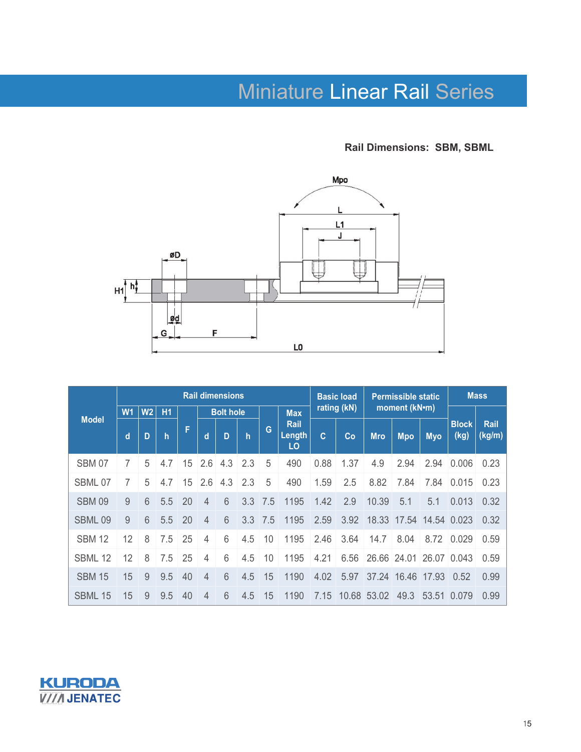# Miniature Linear Rail Series

**Rail Dimensions: SBM, SBML**

| Model | Rail dimensions | | | | | | | | | Basic load rating (kN) | | Permissible static moment (kN•m) | | | Mass | |
|---|---|---|---|---|---|---|---|---|---|---|---|---|---|---|---|---|
| | W1 | W2 | H1 | F | Bolt hole | | | G | Max Rail Length | | | | | | | |
| | d | D | h | | d | D | h | | LO | C | Co | Mro | Mpo | Myo | Block (kg) | Rail (kg/m) |
| SBM 07 | 7 | 5 | 4.7 | 15 | 2.6 | 4.3 | 2.3 | 5 | 490 | 0.88 | 1.37 | 4.9 | 2.94 | 2.94 | 0.006 | 0.23 |
| SBML 07 | 7 | 5 | 4.7 | 15 | 2.6 | 4.3 | 2.3 | 5 | 490 | 1.59 | 2.5 | 8.82 | 7.84 | 7.84 | 0.015 | 0.23 |
| SBM 09 | 9 | 6 | 5.5 | 20 | 4 | 6 | 3.3 | 7.5 | 1195 | 1.42 | 2.9 | 10.39 | 5.1 | 5.1 | 0.013 | 0.32 |
| SBML 09 | 9 | 6 | 5.5 | 20 | 4 | 6 | 3.3 | 7.5 | 1195 | 2.59 | 3.92 | 18.33 | 17.54 | 14.54 | 0.023 | 0.32 |
| SBM 12 | 12 | 8 | 7.5 | 25 | 4 | 6 | 4.5 | 10 | 1195 | 2.46 | 3.64 | 14.7 | 8.04 | 8.72 | 0.029 | 0.59 |
| SBML 12 | 12 | 8 | 7.5 | 25 | 4 | 6 | 4.5 | 10 | 1195 | 4.21 | 6.56 | 26.66 | 24.01 | 26.07 | 0.043 | 0.59 |
| SBM 15 | 15 | 9 | 9.5 | 40 | 4 | 6 | 4.5 | 15 | 1190 | 4.02 | 5.97 | 37.24 | 16.46 | 17.93 | 0.52 | 0.99 |
| SBML 15 | 15 | 9 | 9.5 | 40 | 4 | 6 | 4.5 | 15 | 1190 | 7.15 | 10.68 | 53.02 | 49.3 | 53.51 | 0.079 | 0.99 |

KURODA JENATEC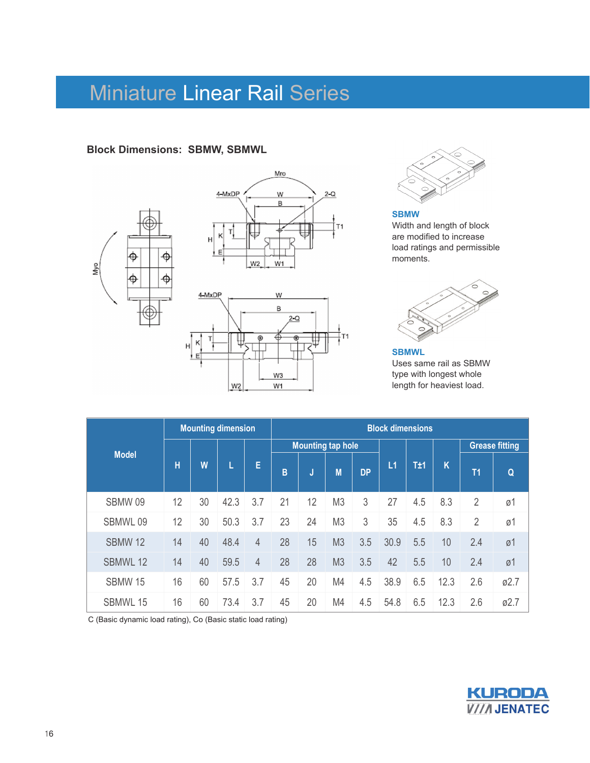# Miniature Linear Rail Series

### Block Dimensions: SBMW, SBMWL

**SBMW**
Width and length of block are modified to increase load ratings and permissible moments.

**SBMWL**
Uses same rail as SBMW type with longest whole length for heaviest load.

| Model | Mounting dimension | | | | Block dimensions | | | | | | | Grease fitting | |
|---|---|---|---|---|---|---|---|---|---|---|---|---|---|
| | | | | | Mounting tap hole | | | | | | | | |
| | H | W | L | E | B | J | M | DP | L1 | T±1 | K | T1 | Q |
| SBMW 09 | 12 | 30 | 42.3 | 3.7 | 21 | 12 | M3 | 3 | 27 | 4.5 | 8.3 | 2 | ø1 |
| SBMWL 09 | 12 | 30 | 50.3 | 3.7 | 23 | 24 | M3 | 3 | 35 | 4.5 | 8.3 | 2 | ø1 |
| SBMW 12 | 14 | 40 | 48.4 | 4 | 28 | 15 | M3 | 3.5 | 30.9 | 5.5 | 10 | 2.4 | ø1 |
| SBMWL 12 | 14 | 40 | 59.5 | 4 | 28 | 28 | M3 | 3.5 | 42 | 5.5 | 10 | 2.4 | ø1 |
| SBMW 15 | 16 | 60 | 57.5 | 3.7 | 45 | 20 | M4 | 4.5 | 38.9 | 6.5 | 12.3 | 2.6 | ø2.7 |
| SBMWL 15 | 16 | 60 | 73.4 | 3.7 | 45 | 20 | M4 | 4.5 | 54.8 | 6.5 | 12.3 | 2.6 | ø2.7 |

C (Basic dynamic load rating), Co (Basic static load rating)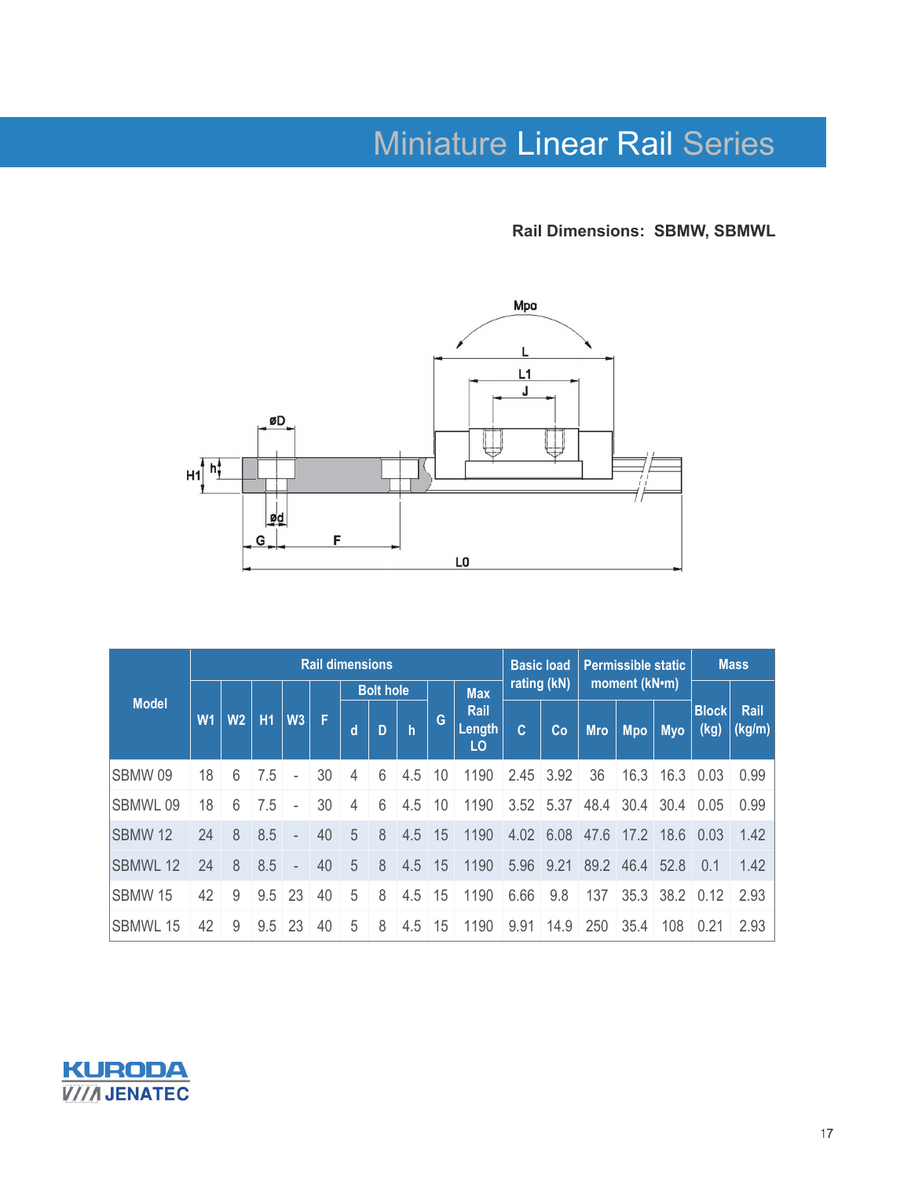# Miniature Linear Rail Series

**Rail Dimensions: SBMW, SBMWL**

Mpo
L
L1
J
øD
H1
h
ød
G
F
LO

| Model | Rail dimensions | | | | | | | | | | Basic load rating (kN) | | Permissible static moment (kN•m) | | | Mass | |
|---|---|---|---|---|---|---|---|---|---|---|---|---|---|---|---|---|---|
| | W1 | W2 | H1 | W3 | F | Bolt hole | | | G | Max Rail Length LO | C | Co | Mro | Mpo | Myo | Block (kg) | Rail (kg/m) |
| | | | | | | d | D | h | | | | | | | | | |
| SBMW 09 | 18 | 6 | 7.5 | - | 30 | 4 | 6 | 4.5 | 10 | 1190 | 2.45 | 3.92 | 36 | 16.3 | 16.3 | 0.03 | 0.99 |
| SBMWL 09 | 18 | 6 | 7.5 | - | 30 | 4 | 6 | 4.5 | 10 | 1190 | 3.52 | 5.37 | 48.4 | 30.4 | 30.4 | 0.05 | 0.99 |
| SBMW 12 | 24 | 8 | 8.5 | - | 40 | 5 | 8 | 4.5 | 15 | 1190 | 4.02 | 6.08 | 47.6 | 17.2 | 18.6 | 0.03 | 1.42 |
| SBMWL 12 | 24 | 8 | 8.5 | - | 40 | 5 | 8 | 4.5 | 15 | 1190 | 5.96 | 9.21 | 89.2 | 46.4 | 52.8 | 0.1 | 1.42 |
| SBMW 15 | 42 | 9 | 9.5 | 23 | 40 | 5 | 8 | 4.5 | 15 | 1190 | 6.66 | 9.8 | 137 | 35.3 | 38.2 | 0.12 | 2.93 |
| SBMWL 15 | 42 | 9 | 9.5 | 23 | 40 | 5 | 8 | 4.5 | 15 | 1190 | 9.91 | 14.9 | 250 | 35.4 | 108 | 0.21 | 2.93 |

KURODA JENATEC